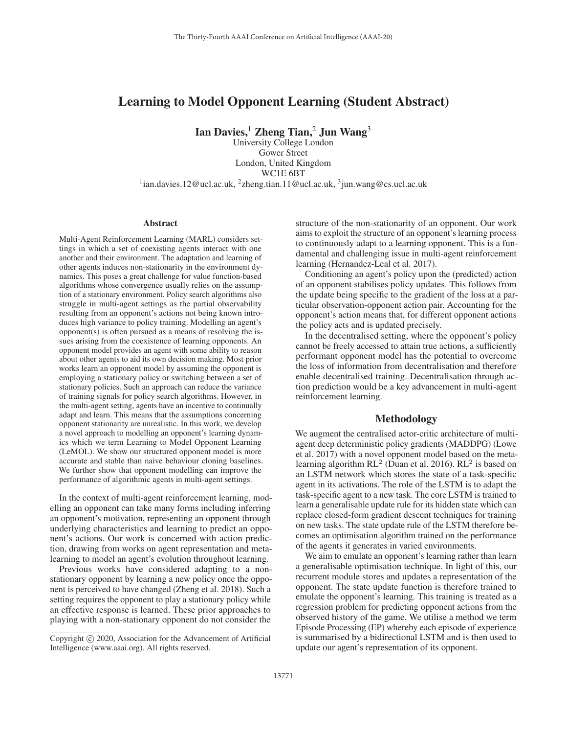# Learning to Model Opponent Learning (Student Abstract)

**Ian Davies,[1] Zheng Tian,[2] Jun Wang[3]**

University College London
Gower Street
London, United Kingdom
WC1E 6BT
[1]ian.davies.12@ucl.ac.uk, [2]zheng.tian.11@ucl.ac.uk, [3]jun.wang@cs.ucl.ac.uk

## Abstract

Multi-Agent Reinforcement Learning (MARL) considers settings in which a set of coexisting agents interact with one another and their environment. The adaptation and learning of other agents induces non-stationarity in the environment dynamics. This poses a great challenge for value function-based algorithms whose convergence usually relies on the assumption of a stationary environment. Policy search algorithms also struggle in multi-agent settings as the partial observability resulting from an opponent's actions not being known introduces high variance to policy training. Modelling an agent's opponent(s) is often pursued as a means of resolving the issues arising from the coexistence of learning opponents. An opponent model provides an agent with some ability to reason about other agents to aid its own decision making. Most prior works learn an opponent model by assuming the opponent is employing a stationary policy or switching between a set of stationary policies. Such an approach can reduce the variance of training signals for policy search algorithms. However, in the multi-agent setting, agents have an incentive to continually adapt and learn. This means that the assumptions concerning opponent stationarity are unrealistic. In this work, we develop a novel approach to modelling an opponent's learning dynamics which we term Learning to Model Opponent Learning (LeMOL). We show our structured opponent model is more accurate and stable than naive behaviour cloning baselines. We further show that opponent modelling can improve the performance of algorithmic agents in multi-agent settings.

In the context of multi-agent reinforcement learning, modelling an opponent can take many forms including inferring an opponent's motivation, representing an opponent through underlying characteristics and learning to predict an opponent's actions. Our work is concerned with action prediction, drawing from works on agent representation and meta-learning to model an agent's evolution throughout learning.

Previous works have considered adapting to a non-stationary opponent by learning a new policy once the opponent is perceived to have changed (Zheng et al. 2018). Such a setting requires the opponent to play a stationary policy while an effective response is learned. These prior approaches to playing with a non-stationary opponent do not consider the structure of the non-stationarity of an opponent. Our work aims to exploit the structure of an opponent's learning process to continuously adapt to a learning opponent. This is a fundamental and challenging issue in multi-agent reinforcement learning (Hernandez-Leal et al. 2017).

Conditioning an agent's policy upon the (predicted) action of an opponent stabilises policy updates. This follows from the update being specific to the gradient of the loss at a particular observation-opponent action pair. Accounting for the opponent's action means that, for different opponent actions the policy acts and is updated precisely.

In the decentralised setting, where the opponent's policy cannot be freely accessed to attain true actions, a sufficiently performant opponent model has the potential to overcome the loss of information from decentralisation and therefore enable decentralised training. Decentralisation through action prediction would be a key advancement in multi-agent reinforcement learning.

## Methodology

We augment the centralised actor-critic architecture of multi-agent deep deterministic policy gradients (MADDPG) (Lowe et al. 2017) with a novel opponent model based on the meta-learning algorithm $RL^2$ (Duan et al. 2016). $RL^2$ is based on an LSTM network which stores the state of a task-specific agent in its activations. The role of the LSTM is to adapt the task-specific agent to a new task. The core LSTM is trained to learn a generalisable update rule for its hidden state which can replace closed-form gradient descent techniques for training on new tasks. The state update rule of the LSTM therefore becomes an optimisation algorithm trained on the performance of the agents it generates in varied environments.

We aim to emulate an opponent's learning rather than learn a generalisable optimisation technique. In light of this, our recurrent module stores and updates a representation of the opponent. The state update function is therefore trained to emulate the opponent's learning. This training is treated as a regression problem for predicting opponent actions from the observed history of the game. We utilise a method we term Episode Processing (EP) whereby each episode of experience is summarised by a bidirectional LSTM and is then used to update our agent's representation of its opponent.

Copyright © 2020, Association for the Advancement of Artificial Intelligence (www.aaai.org). All rights reserved.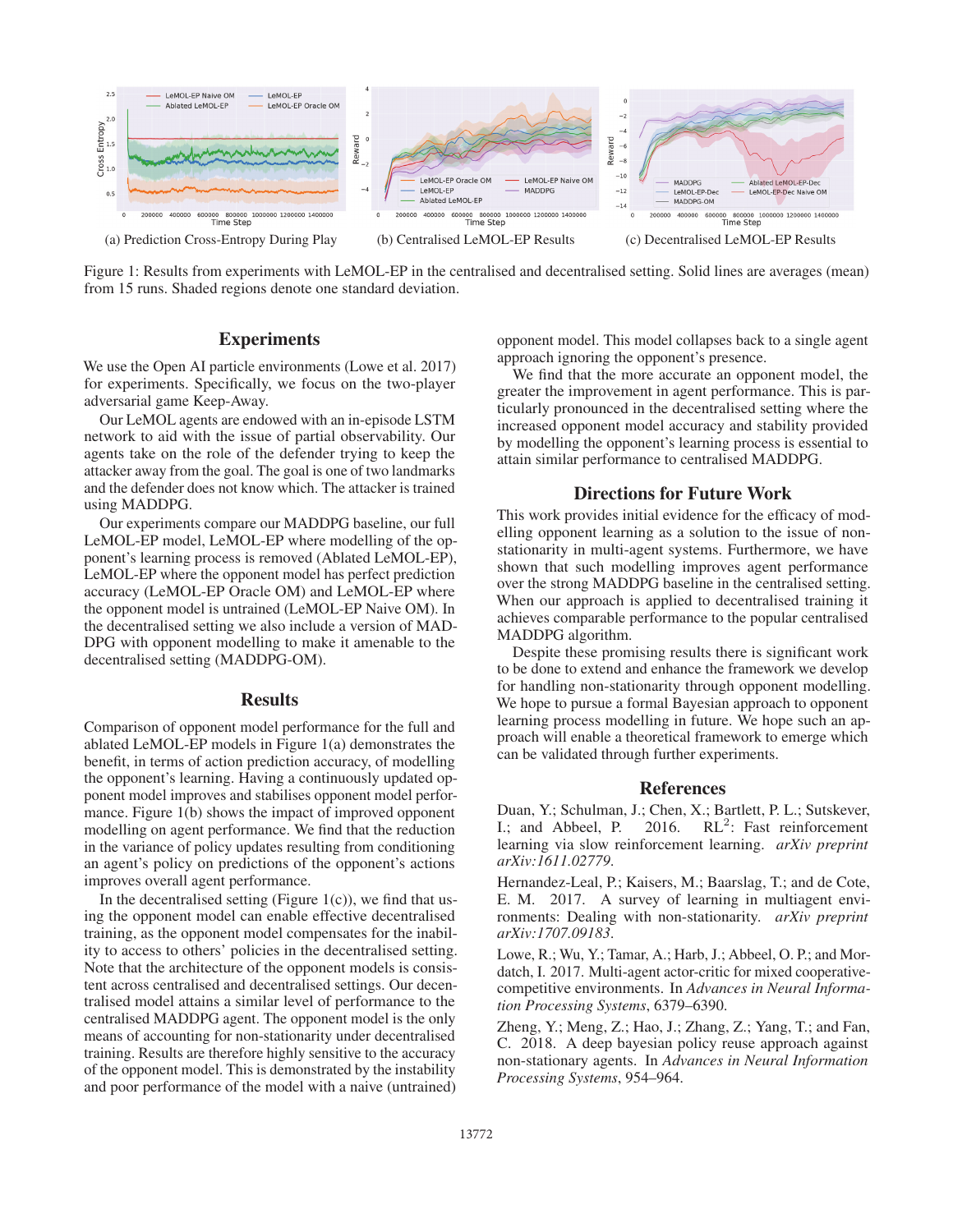(a) Prediction Cross-Entropy During Play

(b) Centralised LeMOL-EP Results

(c) Decentralised LeMOL-EP Results

Figure 1: Results from experiments with LeMOL-EP in the centralised and decentralised setting. Solid lines are averages (mean) from 15 runs. Shaded regions denote one standard deviation.

## Experiments

We use the Open AI particle environments (Lowe et al. 2017) for experiments. Specifically, we focus on the two-player adversarial game Keep-Away.

Our LeMOL agents are endowed with an in-episode LSTM network to aid with the issue of partial observability. Our agents take on the role of the defender trying to keep the attacker away from the goal. The goal is one of two landmarks and the defender does not know which. The attacker is trained using MADDPG.

Our experiments compare our MADDPG baseline, our full LeMOL-EP model, LeMOL-EP where modelling of the opponent's learning process is removed (Ablated LeMOL-EP), LeMOL-EP where the opponent model has perfect prediction accuracy (LeMOL-EP Oracle OM) and LeMOL-EP where the opponent model is untrained (LeMOL-EP Naive OM). In the decentralised setting we also include a version of MADDPG with opponent modelling to make it amenable to the decentralised setting (MADDPG-OM).

## Results

Comparison of opponent model performance for the full and ablated LeMOL-EP models in Figure 1(a) demonstrates the benefit, in terms of action prediction accuracy, of modelling the opponent's learning. Having a continuously updated opponent model improves and stabilises opponent model performance. Figure 1(b) shows the impact of improved opponent modelling on agent performance. We find that the reduction in the variance of policy updates resulting from conditioning an agent's policy on predictions of the opponent's actions improves overall agent performance.

In the decentralised setting (Figure 1(c)), we find that using the opponent model can enable effective decentralised training, as the opponent model compensates for the inability to access to others' policies in the decentralised setting. Note that the architecture of the opponent models is consistent across centralised and decentralised settings. Our decentralised model attains a similar level of performance to the centralised MADDPG agent. The opponent model is the only means of accounting for non-stationarity under decentralised training. Results are therefore highly sensitive to the accuracy of the opponent model. This is demonstrated by the instability and poor performance of the model with a naive (untrained) opponent model. This model collapses back to a single agent approach ignoring the opponent's presence.

We find that the more accurate an opponent model, the greater the improvement in agent performance. This is particularly pronounced in the decentralised setting where the increased opponent model accuracy and stability provided by modelling the opponent's learning process is essential to attain similar performance to centralised MADDPG.

## Directions for Future Work

This work provides initial evidence for the efficacy of modelling opponent learning as a solution to the issue of non-stationarity in multi-agent systems. Furthermore, we have shown that such modelling improves agent performance over the strong MADDPG baseline in the centralised setting. When our approach is applied to decentralised training it achieves comparable performance to the popular centralised MADDPG algorithm.

Despite these promising results there is significant work to be done to extend and enhance the framework we develop for handling non-stationarity through opponent modelling. We hope to pursue a formal Bayesian approach to opponent learning process modelling in future. We hope such an approach will enable a theoretical framework to emerge which can be validated through further experiments.

## References

Duan, Y.; Schulman, J.; Chen, X.; Bartlett, P. L.; Sutskever, I.; and Abbeel, P. 2016. $RL^2$: Fast reinforcement learning via slow reinforcement learning. *arXiv preprint arXiv:1611.02779*.

Hernandez-Leal, P.; Kaisers, M.; Baarslag, T.; and de Cote, E. M. 2017. A survey of learning in multiagent environments: Dealing with non-stationarity. *arXiv preprint arXiv:1707.09183*.

Lowe, R.; Wu, Y.; Tamar, A.; Harb, J.; Abbeel, O. P.; and Mordatch, I. 2017. Multi-agent actor-critic for mixed cooperative-competitive environments. In *Advances in Neural Information Processing Systems*, 6379–6390.

Zheng, Y.; Meng, Z.; Hao, J.; Zhang, Z.; Yang, T.; and Fan, C. 2018. A deep bayesian policy reuse approach against non-stationary agents. In *Advances in Neural Information Processing Systems*, 954–964.